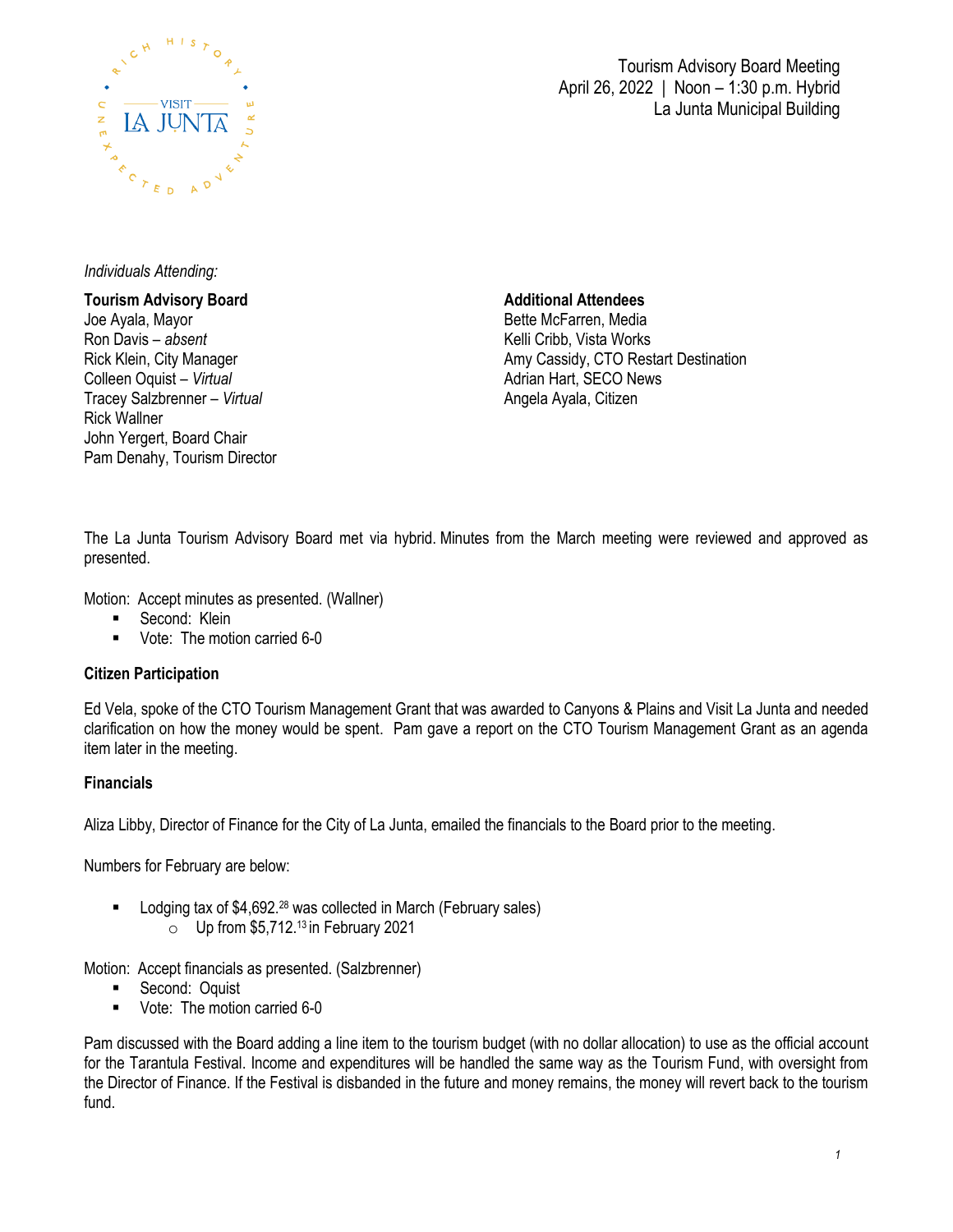Tourism Advisory Board Meeting
April 26, 2022 | Noon – 1:30 p.m. Hybrid
La Junta Municipal Building

*Individuals Attending:*

**Tourism Advisory Board**
Joe Ayala, Mayor
Ron Davis – *absent*
Rick Klein, City Manager
Colleen Oquist – *Virtual*
Tracey Salzbrenner – *Virtual*
Rick Wallner
John Yergert, Board Chair
Pam Denahy, Tourism Director

**Additional Attendees**
Bette McFarren, Media
Kelli Cribb, Vista Works
Amy Cassidy, CTO Restart Destination
Adrian Hart, SECO News
Angela Ayala, Citizen

The La Junta Tourism Advisory Board met via hybrid. Minutes from the March meeting were reviewed and approved as presented.

Motion: Accept minutes as presented. (Wallner)

- Second: Klein
- Vote: The motion carried 6-0

**Citizen Participation**

Ed Vela, spoke of the CTO Tourism Management Grant that was awarded to Canyons & Plains and Visit La Junta and needed clarification on how the money would be spent. Pam gave a report on the CTO Tourism Management Grant as an agenda item later in the meeting.

**Financials**

Aliza Libby, Director of Finance for the City of La Junta, emailed the financials to the Board prior to the meeting.

Numbers for February are below:

- Lodging tax of $4,692.28 was collected in March (February sales)
  - Up from $5,712.13 in February 2021

Motion: Accept financials as presented. (Salzbrenner)

- Second: Oquist
- Vote: The motion carried 6-0

Pam discussed with the Board adding a line item to the tourism budget (with no dollar allocation) to use as the official account for the Tarantula Festival. Income and expenditures will be handled the same way as the Tourism Fund, with oversight from the Director of Finance. If the Festival is disbanded in the future and money remains, the money will revert back to the tourism fund.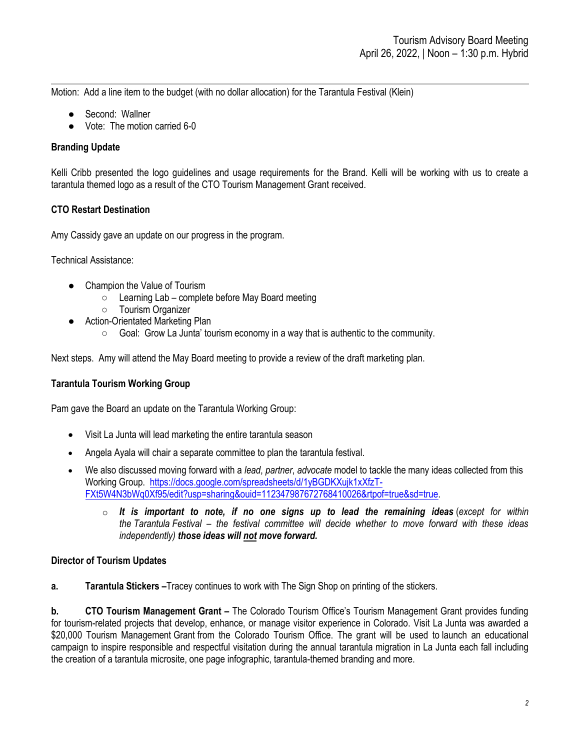Motion: Add a line item to the budget (with no dollar allocation) for the Tarantula Festival (Klein)

- Second: Wallner
- Vote: The motion carried 6-0

**Branding Update**

Kelli Cribb presented the logo guidelines and usage requirements for the Brand. Kelli will be working with us to create a tarantula themed logo as a result of the CTO Tourism Management Grant received.

**CTO Restart Destination**

Amy Cassidy gave an update on our progress in the program.

Technical Assistance:

- Champion the Value of Tourism
  - Learning Lab – complete before May Board meeting
  - Tourism Organizer
- Action-Orientated Marketing Plan
  - Goal: Grow La Junta' tourism economy in a way that is authentic to the community.

Next steps. Amy will attend the May Board meeting to provide a review of the draft marketing plan.

**Tarantula Tourism Working Group**

Pam gave the Board an update on the Tarantula Working Group:

- Visit La Junta will lead marketing the entire tarantula season
- Angela Ayala will chair a separate committee to plan the tarantula festival.
- We also discussed moving forward with a *lead*, *partner*, *advocate* model to tackle the many ideas collected from this Working Group. [https://docs.google.com/spreadsheets/d/1yBGDKXujk1xXfzT-FXt5W4N3bWq0Xf95/edit?usp=sharing&ouid=112347987672768410026&rtpof=true&sd=true](https://docs.google.com/spreadsheets/d/1yBGDKXujk1xXfzT-FXt5W4N3bWq0Xf95/edit?usp=sharing&ouid=112347987672768410026&rtpof=true&sd=true).
  - ***It is important to note, if no one signs up to lead the remaining ideas*** *(except for within the Tarantula Festival – the festival committee will decide whether to move forward with these ideas independently)* ***those ideas will <u>not</u> move forward.***

**Director of Tourism Updates**

**a. Tarantula Stickers –**Tracey continues to work with The Sign Shop on printing of the stickers.

**b. CTO Tourism Management Grant –** The Colorado Tourism Office's Tourism Management Grant provides funding for tourism-related projects that develop, enhance, or manage visitor experience in Colorado. Visit La Junta was awarded a $20,000 Tourism Management Grant from the Colorado Tourism Office. The grant will be used to launch an educational campaign to inspire responsible and respectful visitation during the annual tarantula migration in La Junta each fall including the creation of a tarantula microsite, one page infographic, tarantula-themed branding and more.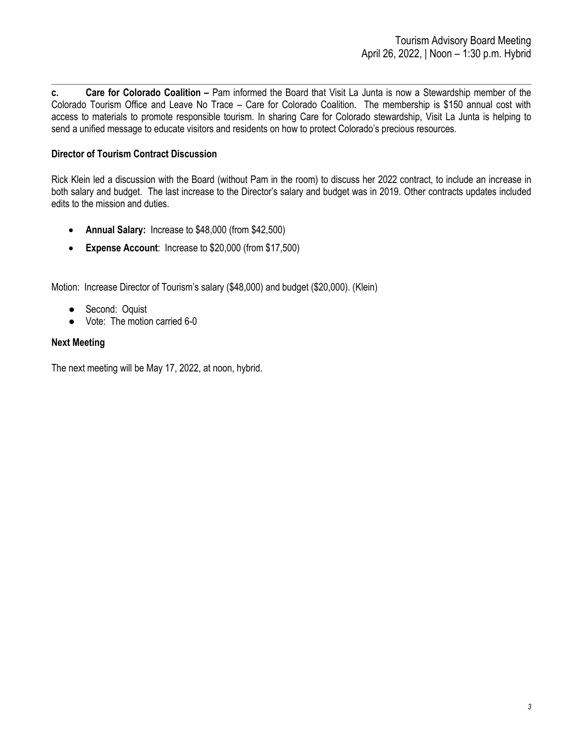**c. Care for Colorado Coalition –** Pam informed the Board that Visit La Junta is now a Stewardship member of the Colorado Tourism Office and Leave No Trace – Care for Colorado Coalition. The membership is $150 annual cost with access to materials to promote responsible tourism. In sharing Care for Colorado stewardship, Visit La Junta is helping to send a unified message to educate visitors and residents on how to protect Colorado's precious resources.

**Director of Tourism Contract Discussion**

Rick Klein led a discussion with the Board (without Pam in the room) to discuss her 2022 contract, to include an increase in both salary and budget. The last increase to the Director's salary and budget was in 2019. Other contracts updates included edits to the mission and duties.

- **Annual Salary:** Increase to $48,000 (from $42,500)
- **Expense Account**: Increase to $20,000 (from $17,500)

Motion: Increase Director of Tourism's salary ($48,000) and budget ($20,000). (Klein)

- Second: Oquist
- Vote: The motion carried 6-0

**Next Meeting**

The next meeting will be May 17, 2022, at noon, hybrid.